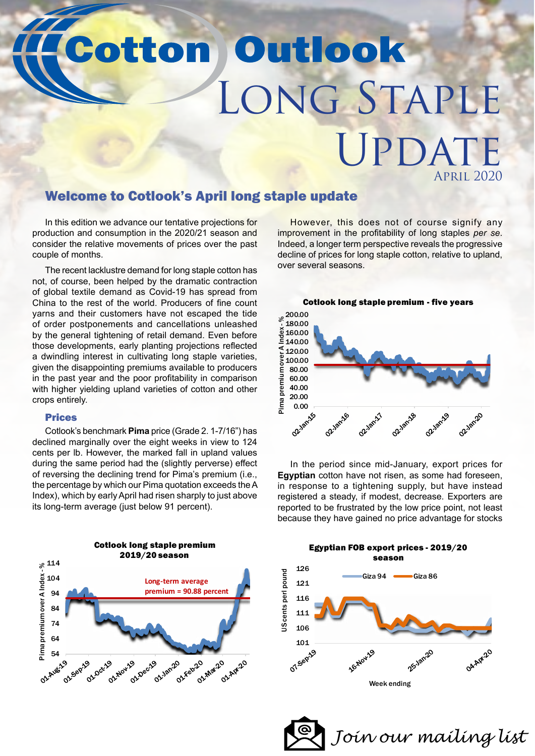# Cotton Outlook

# Long Staple Update

April 2020

## Welcome to Cotlook's April long staple update

In this edition we advance our tentative projections for production and consumption in the 2020/21 season and consider the relative movements of prices over the past couple of months.

The recent lacklustre demand for long staple cotton has not, of course, been helped by the dramatic contraction of global textile demand as Covid-19 has spread from China to the rest of the world. Producers of fine count yarns and their customers have not escaped the tide of order postponements and cancellations unleashed by the general tightening of retail demand. Even before those developments, early planting projections reflected a dwindling interest in cultivating long staple varieties, given the disappointing premiums available to producers in the past year and the poor profitability in comparison with higher yielding upland varieties of cotton and other crops entirely.

### Prices

Cotlook's benchmark **Pima** price (Grade 2. 1-7/16") has declined marginally over the eight weeks in view to 124 cents per lb. However, the marked fall in upland values during the same period had the (slightly perverse) effect of reversing the declining trend for Pima's premium (i.e., the percentage by which our Pima quotation exceeds the A Index), which by early April had risen sharply to just above its long-term average (just below 91 percent).

However, this does not of course signify any improvement in the profitability of long staples *per se*. Indeed, a longer term perspective reveals the progressive decline of prices for long staple cotton, relative to upland, over several seasons.

**Cotlook long staple premium - five years**

In the period since mid-January, export prices for **Egyptian** cotton have not risen, as some had foreseen, in response to a tightening supply, but have instead registered a steady, if modest, decrease. Exporters are reported to be frustrated by the low price point, not least because they have gained no price advantage for stocks

**Cotlook long staple premium 2019/20 season**

Long-term average premium = 90.88 percent

**Egyptian FOB export prices - 2019/20 season**

Join our mailing list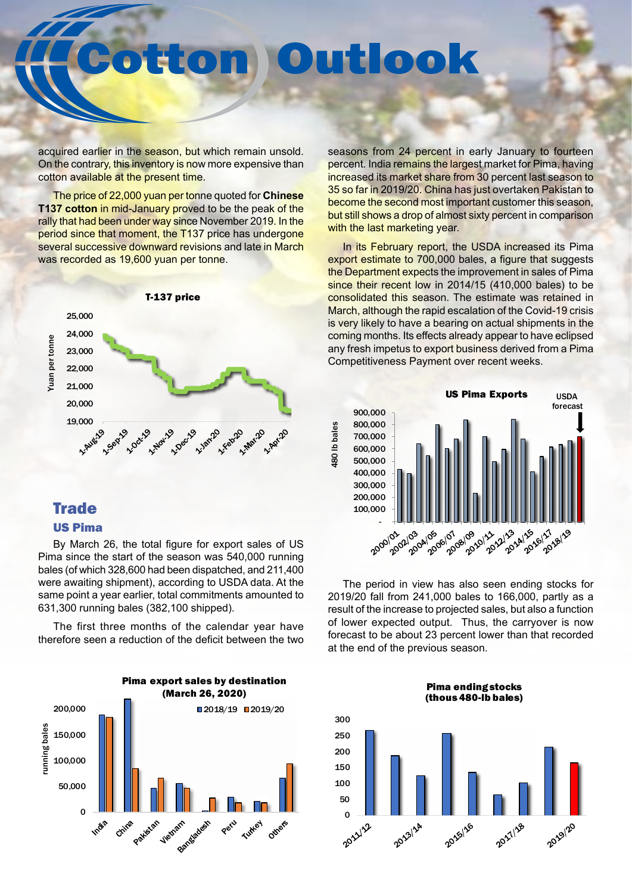acquired earlier in the season, but which remain unsold. On the contrary, this inventory is now more expensive than cotton available at the present time.

The price of 22,000 yuan per tonne quoted for **Chinese T137 cotton** in mid-January proved to be the peak of the rally that had been under way since November 2019. In the period since that moment, the T137 price has undergone several successive downward revisions and late in March was recorded as 19,600 yuan per tonne.

## Trade

### US Pima

By March 26, the total figure for export sales of US Pima since the start of the season was 540,000 running bales (of which 328,600 had been dispatched, and 211,400 were awaiting shipment), according to USDA data. At the same point a year earlier, total commitments amounted to 631,300 running bales (382,100 shipped).

The first three months of the calendar year have therefore seen a reduction of the deficit between the two seasons from 24 percent in early January to fourteen percent. India remains the largest market for Pima, having increased its market share from 30 percent last season to 35 so far in 2019/20. China has just overtaken Pakistan to become the second most important customer this season, but still shows a drop of almost sixty percent in comparison with the last marketing year.

In its February report, the USDA increased its Pima export estimate to 700,000 bales, a figure that suggests the Department expects the improvement in sales of Pima since their recent low in 2014/15 (410,000 bales) to be consolidated this season. The estimate was retained in March, although the rapid escalation of the Covid-19 crisis is very likely to have a bearing on actual shipments in the coming months. Its effects already appear to have eclipsed any fresh impetus to export business derived from a Pima Competitiveness Payment over recent weeks.

The period in view has also seen ending stocks for 2019/20 fall from 241,000 bales to 166,000, partly as a result of the increase to projected sales, but also a function of lower expected output. Thus, the carryover is now forecast to be about 23 percent lower than that recorded at the end of the previous season.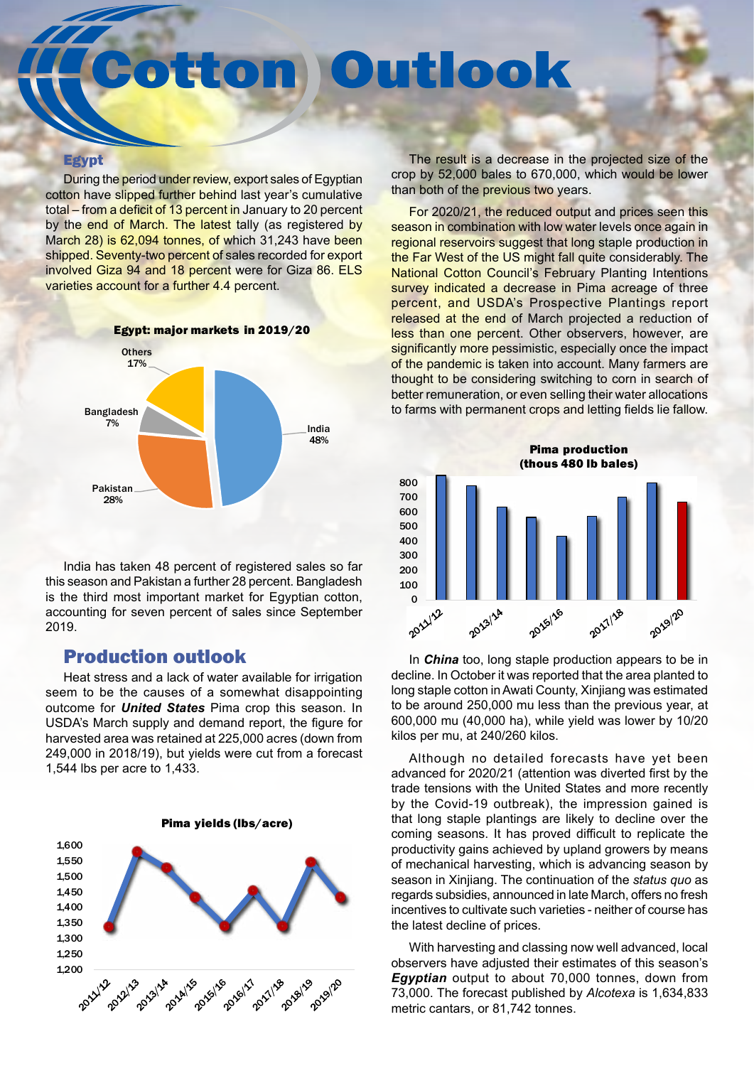# Cotton Outlook

## Egypt

During the period under review, export sales of Egyptian cotton have slipped further behind last year's cumulative total – from a deficit of 13 percent in January to 20 percent by the end of March. The latest tally (as registered by March 28) is 62,094 tonnes, of which 31,243 have been shipped. Seventy-two percent of sales recorded for export involved Giza 94 and 18 percent were for Giza 86. ELS varieties account for a further 4.4 percent.

**Egypt: major markets in 2019/20**

| Market | Share |
|---|---|
| India | 48% |
| Pakistan | 28% |
| Bangladesh | 7% |
| Others | 17% |

India has taken 48 percent of registered sales so far this season and Pakistan a further 28 percent. Bangladesh is the third most important market for Egyptian cotton, accounting for seven percent of sales since September 2019.

## Production outlook

Heat stress and a lack of water available for irrigation seem to be the causes of a somewhat disappointing outcome for ***United States*** Pima crop this season. In USDA's March supply and demand report, the figure for harvested area was retained at 225,000 acres (down from 249,000 in 2018/19), but yields were cut from a forecast 1,544 lbs per acre to 1,433.

**Pima yields (lbs/acre)**

The result is a decrease in the projected size of the crop by 52,000 bales to 670,000, which would be lower than both of the previous two years.

For 2020/21, the reduced output and prices seen this season in combination with low water levels once again in regional reservoirs suggest that long staple production in the Far West of the US might fall quite considerably. The National Cotton Council's February Planting Intentions survey indicated a decrease in Pima acreage of three percent, and USDA's Prospective Plantings report released at the end of March projected a reduction of less than one percent. Other observers, however, are significantly more pessimistic, especially once the impact of the pandemic is taken into account. Many farmers are thought to be considering switching to corn in search of better remuneration, or even selling their water allocations to farms with permanent crops and letting fields lie fallow.

**Pima production (thous 480 lb bales)**

In ***China*** too, long staple production appears to be in decline. In October it was reported that the area planted to long staple cotton in Awati County, Xinjiang was estimated to be around 250,000 mu less than the previous year, at 600,000 mu (40,000 ha), while yield was lower by 10/20 kilos per mu, at 240/260 kilos.

Although no detailed forecasts have yet been advanced for 2020/21 (attention was diverted first by the trade tensions with the United States and more recently by the Covid-19 outbreak), the impression gained is that long staple plantings are likely to decline over the coming seasons. It has proved difficult to replicate the productivity gains achieved by upland growers by means of mechanical harvesting, which is advancing season by season in Xinjiang. The continuation of the *status quo* as regards subsidies, announced in late March, offers no fresh incentives to cultivate such varieties - neither of course has the latest decline of prices.

With harvesting and classing now well advanced, local observers have adjusted their estimates of this season's ***Egyptian*** output to about 70,000 tonnes, down from 73,000. The forecast published by *Alcotexa* is 1,634,833 metric cantars, or 81,742 tonnes.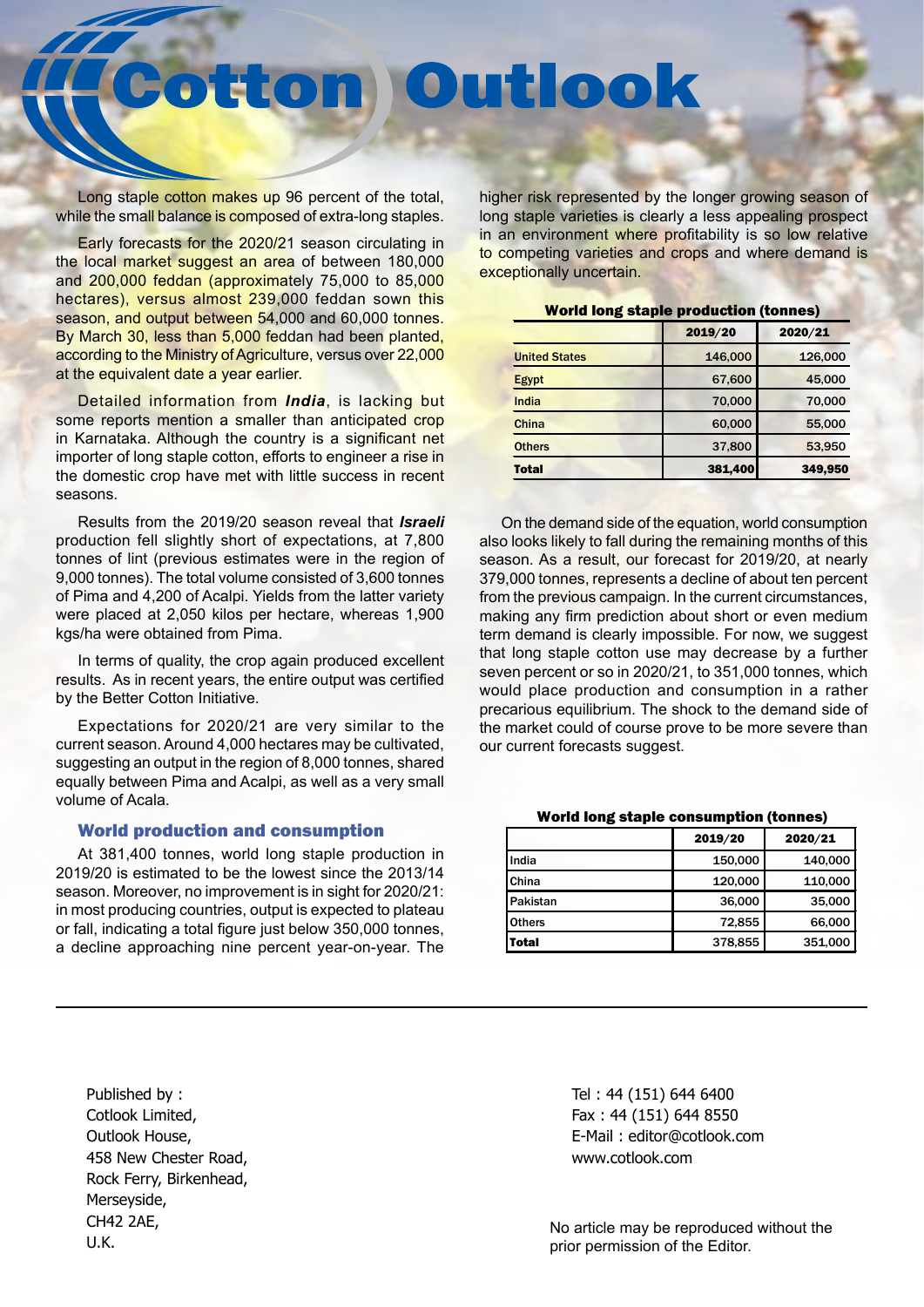# Cotton Outlook

Long staple cotton makes up 96 percent of the total, while the small balance is composed of extra-long staples.

Early forecasts for the 2020/21 season circulating in the local market suggest an area of between 180,000 and 200,000 feddan (approximately 75,000 to 85,000 hectares), versus almost 239,000 feddan sown this season, and output between 54,000 and 60,000 tonnes. By March 30, less than 5,000 feddan had been planted, according to the Ministry of Agriculture, versus over 22,000 at the equivalent date a year earlier.

Detailed information from ***India***, is lacking but some reports mention a smaller than anticipated crop in Karnataka. Although the country is a significant net importer of long staple cotton, efforts to engineer a rise in the domestic crop have met with little success in recent seasons.

Results from the 2019/20 season reveal that ***Israeli*** production fell slightly short of expectations, at 7,800 tonnes of lint (previous estimates were in the region of 9,000 tonnes). The total volume consisted of 3,600 tonnes of Pima and 4,200 of Acalpi. Yields from the latter variety were placed at 2,050 kilos per hectare, whereas 1,900 kgs/ha were obtained from Pima.

In terms of quality, the crop again produced excellent results. As in recent years, the entire output was certified by the Better Cotton Initiative.

Expectations for 2020/21 are very similar to the current season. Around 4,000 hectares may be cultivated, suggesting an output in the region of 8,000 tonnes, shared equally between Pima and Acalpi, as well as a very small volume of Acala.

## World production and consumption

At 381,400 tonnes, world long staple production in 2019/20 is estimated to be the lowest since the 2013/14 season. Moreover, no improvement is in sight for 2020/21: in most producing countries, output is expected to plateau or fall, indicating a total figure just below 350,000 tonnes, a decline approaching nine percent year-on-year. The higher risk represented by the longer growing season of long staple varieties is clearly a less appealing prospect in an environment where profitability is so low relative to competing varieties and crops and where demand is exceptionally uncertain.

**World long staple production (tonnes)**

| | 2019/20 | 2020/21 |
|---|---|---|
| United States | 146,000 | 126,000 |
| Egypt | 67,600 | 45,000 |
| India | 70,000 | 70,000 |
| China | 60,000 | 55,000 |
| Others | 37,800 | 53,950 |
| **Total** | **381,400** | **349,950** |

On the demand side of the equation, world consumption also looks likely to fall during the remaining months of this season. As a result, our forecast for 2019/20, at nearly 379,000 tonnes, represents a decline of about ten percent from the previous campaign. In the current circumstances, making any firm prediction about short or even medium term demand is clearly impossible. For now, we suggest that long staple cotton use may decrease by a further seven percent or so in 2020/21, to 351,000 tonnes, which would place production and consumption in a rather precarious equilibrium. The shock to the demand side of the market could of course prove to be more severe than our current forecasts suggest.

**World long staple consumption (tonnes)**

| | 2019/20 | 2020/21 |
|---|---|---|
| India | 150,000 | 140,000 |
| China | 120,000 | 110,000 |
| Pakistan | 36,000 | 35,000 |
| Others | 72,855 | 66,000 |
| **Total** | 378,855 | 351,000 |

---

Published by :
Cotlook Limited,
Outlook House,
458 New Chester Road,
Rock Ferry, Birkenhead,
Merseyside,
CH42 2AE,
U.K.

Tel : 44 (151) 644 6400
Fax : 44 (151) 644 8550
E-Mail : editor@cotlook.com
www.cotlook.com

No article may be reproduced without the prior permission of the Editor.